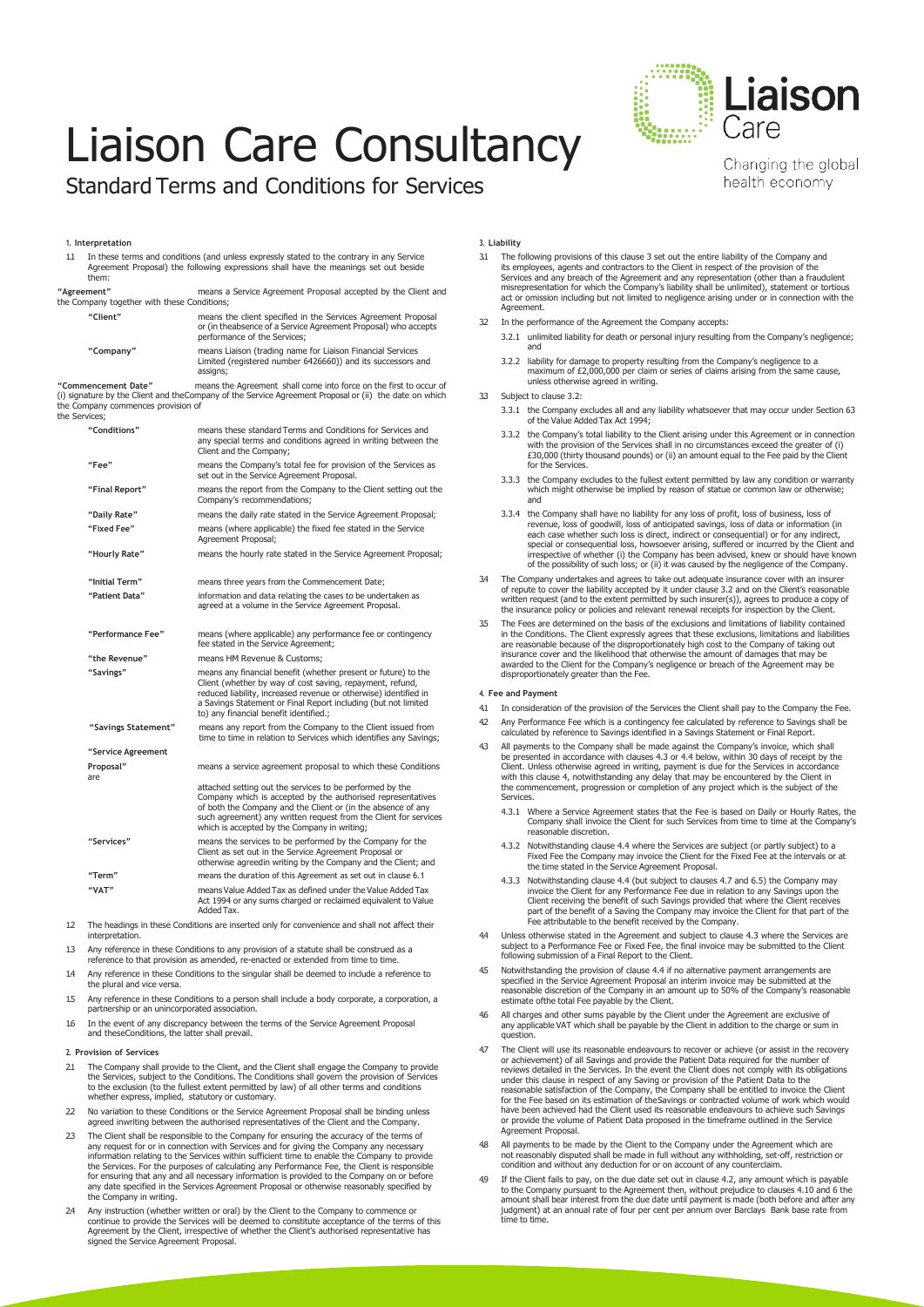# Liaison Care Consultancy

## Standard Terms and Conditions for Services

Liaison Care

Changing the global health economy

### 1. Interpretation

1.1 In these terms and conditions (and unless expressly stated to the contrary in any Service Agreement Proposal) the following expressions shall have the meanings set out beside them:

| Term | Meaning |
| --- | --- |
| "Agreement" | means a Service Agreement Proposal accepted by the Client and the Company together with these Conditions; |
| "Client" | means the client specified in the Services Agreement Proposal or (in theabsence of a Service Agreement Proposal) who accepts performance of the Services; |
| "Company" | means Liaison (trading name for Liaison Financial Services Limited (registered number 6426660)) and its successors and assigns; |
| "Commencement Date" | means the Agreement shall come into force on the first to occur of (i) signature by the Client and theCompany of the Service Agreement Proposal or (ii) the date on which the Company commences provision of the Services; |
| "Conditions" | means these standard Terms and Conditions for Services and any special terms and conditions agreed in writing between the Client and the Company; |
| "Fee" | means the Company's total fee for provision of the Services as set out in the Service Agreement Proposal. |
| "Final Report" | means the report from the Company to the Client setting out the Company's recommendations; |
| "Daily Rate" | means the daily rate stated in the Service Agreement Proposal; |
| "Fixed Fee" | means (where applicable) the fixed fee stated in the Service Agreement Proposal; |
| "Hourly Rate" | means the hourly rate stated in the Service Agreement Proposal; |
| "Initial Term" | means three years from the Commencement Date; |
| "Patient Data" | information and data relating the cases to be undertaken as agreed at a volume in the Service Agreement Proposal. |
| "Performance Fee" | means (where applicable) any performance fee or contingency fee stated in the Service Agreement; |
| "the Revenue" | means HM Revenue & Customs; |
| "Savings" | means any financial benefit (whether present or future) to the Client (whether by way of cost saving, repayment, refund, reduced liability, increased revenue or otherwise) identified in a Savings Statement or Final Report including (but not limited to) any financial benefit identified.; |
| "Savings Statement" | means any report from the Company to the Client issued from time to time in relation to Services which identifies any Savings; |
| "Service Agreement Proposal" | means a service agreement proposal to which these Conditions are attached setting out the services to be performed by the Company which is accepted by the authorised representatives of both the Company and the Client or (in the absence of any such agreement) any written request from the Client for services which is accepted by the Company in writing; |
| "Services" | means the services to be performed by the Company for the Client as set out in a Service Agreement Proposal or otherwise agreedin writing by the Company and the Client; and |
| "Term" | means the duration of this Agreement as set out in clause 6.1 |
| "VAT" | means Value Added Tax as defined under the Value Added Tax Act 1994 or any sums charged or reclaimed equivalent to Value Added Tax. |

1.2 The headings in these Conditions are inserted only for convenience and shall not affect their interpretation.

1.3 Any reference in these Conditions to any provision of a statute shall be construed as a reference to that provision as amended, re-enacted or extended from time to time.

1.4 Any reference in these Conditions to the singular shall be deemed to include a reference to the plural and vice versa.

1.5 Any reference in these Conditions to a person shall include a body corporate, a corporation, a partnership or an unincorporated association.

1.6 In the event of any discrepancy between the terms of the Service Agreement Proposal and theseConditions, the latter shall prevail.

### 2. Provision of Services

2.1 The Company shall provide to the Client, and the Client shall engage the Company to provide the Services, subject to the Conditions. The Conditions shall govern the provision of Services to the exclusion (to the fullest extent permitted by law) of all other terms and conditions whether express, implied, statutory or customary.

2.2 No variation to these Conditions or the Service Agreement Proposal shall be binding unless agreed inwriting between the authorised representatives of the Client and the Company.

2.3 The Client shall be responsible to the Company for ensuring the accuracy of the terms of any request for or in connection with Services and for giving the Company any necessary information relating to the Services within sufficient time to enable the Company to provide the Services. For the purposes of calculating any Performance Fee, the Client is responsible for ensuring that any and all necessary information is provided to the Company on or before any date specified in the Services Agreement Proposal or otherwise reasonably specified by the Company in writing.

2.4 Any instruction (whether written or oral) by the Client to the Company to commence or continue to provide the Services will be deemed to constitute acceptance of the terms of this Agreement by the Client, irrespective of whether the Client's authorised representative has signed the Service Agreement Proposal.

### 3. Liability

3.1 The following provisions of this clause 3 set out the entire liability of the Company and its employees, agents and contractors to the Client in respect of the provision of the Services and any breach of the Agreement and any representation (other than a fraudulent misrepresentation for which the Company's liability shall be unlimited), statement or tortious act or omission including but not limited to negligence arising under or in connection with the Agreement.

3.2 In the performance of the Agreement the Company accepts:

3.2.1 unlimited liability for death or personal injury resulting from the Company's negligence; and

3.2.2 liability for damage to property resulting from the Company's negligence to a maximum of £2,000,000 per claim or series of claims arising from the same cause, unless otherwise agreed in writing.

3.3 Subject to clause 3.2:

3.3.1 the Company excludes all and any liability whatsoever that may occur under Section 63 of the Value Added Tax Act 1994;

3.3.2 the Company's total liability to the Client arising under this Agreement or in connection with the provision of the Services shall in no circumstances exceed the greater of (i) £30,000 (thirty thousand pounds) or (ii) an amount equal to the Fee paid by the Client for the Services.

3.3.3 the Company excludes to the fullest extent permitted by law any condition or warranty which might otherwise be implied by reason of statue or common law or otherwise; and

3.3.4 the Company shall have no liability for any loss of profit, loss of business, loss of revenue, loss of goodwill, loss of anticipated savings, loss of data or information (in each case whether such loss is direct, indirect or consequential) or for any indirect, special or consequential loss, howsoever arising, suffered or incurred by the Client and irrespective of whether (i) the Company has been advised, knew or should have known of the possibility of such loss; or (ii) it was caused by the negligence of the Company.

3.4 The Company undertakes and agrees to take out adequate insurance cover with an insurer of repute to cover the liability accepted by it under clause 3.2 and on the Client's reasonable written request (and to the extent permitted by such insurer(s)), agrees to produce a copy of the insurance policy or policies and relevant renewal receipts for inspection by the Client.

3.5 The Fees are determined on the basis of the exclusions and limitations of liability contained in the Conditions. The Client expressly agrees that these exclusions, limitations and liabilities are reasonable because of the disproportionately high cost to the Company of taking out insurance cover and the likelihood that otherwise the amount of damages that may be awarded to the Client for the Company's negligence or breach of the Agreement may be disproportionately greater than the Fee.

### 4. Fee and Payment

4.1 In consideration of the provision of the Services the Client shall pay to the Company the Fee.

4.2 Any Performance Fee which is a contingency fee calculated by reference to Savings shall be calculated by reference to Savings identified in a Savings Statement or Final Report.

4.3 All payments to the Company shall be made against the Company's invoice, which shall be presented in accordance with clauses 4.3 or 4.4 below, within 30 days of receipt by the Client. Unless otherwise agreed in writing, payment is due for the Services in accordance with this clause 4, notwithstanding any delay that may be encountered by the Client in the commencement, progression or completion of any project which is the subject of the Services.

4.3.1 Where a Service Agreement states that the Fee is based on Daily or Hourly Rates, the Company shall invoice the Client for such Services from time to time at the Company's reasonable discretion.

4.3.2 Notwithstanding clause 4.4 where the Services are subject (or partly subject) to a Fixed Fee the Company may invoice the Client for the Fixed Fee at the intervals or at the time stated in the Service Agreement Proposal.

4.3.3 Notwithstanding clause 4.4 (but subject to clauses 4.7 and 6.5) the Company may invoice the Client for any Performance Fee due in relation to any Savings upon the Client receiving the benefit of such Savings provided that where the Client receives part of the benefit of a Saving the Company may invoice the Client for that part of the Fee attributable to the benefit received by the Company.

4.4 Unless otherwise stated in the Agreement and subject to clause 4.3 where the Services are subject to a Performance Fee or Fixed Fee, the final invoice may be submitted to the Client following submission of a Final Report to the Client.

4.5 Notwithstanding the provision of clause 4.4 if no alternative payment arrangements are specified in the Service Agreement Proposal an interim invoice may be submitted at the reasonable discretion of the Company in an amount up to 50% of the Company's reasonable estimate ofthe total Fee payable by the Client.

4.6 All charges and other sums payable by the Client under the Agreement are exclusive of any applicable VAT which shall be payable by the Client in addition to the charge or sum in question.

4.7 The Client will use its reasonable endeavours to recover or achieve (or assist in the recovery or achievement) of all Savings and provide the Patient Data required for the number of reviews detailed in the Services. In the event the Client does not comply with its obligations under this clause in respect of any Saving or provision of the Patient Data to the reasonable satisfaction of the Company, the Company shall be entitled to invoice the Client for the Fee based on its estimation of theSavings or contracted volume of work which would have been achieved had the Client used its reasonable endeavours to achieve such Savings or provide the volume of Patient Data proposed in the timeframe outlined in the Service Agreement Proposal.

4.8 All payments to be made by the Client to the Company under the Agreement which are not reasonably disputed shall be made in full without any withholding, set-off, restriction or condition and without any deduction for or on account of any counterclaim.

4.9 If the Client fails to pay, on the due date set out in clause 4.2, any amount which is payable to the Company pursuant to the Agreement then, without prejudice to clauses 4.10 and 6 the amount shall bear interest from the due date until payment is made (both before and after any judgment) at an annual rate of four per cent per annum over Barclays Bank base rate from time to time.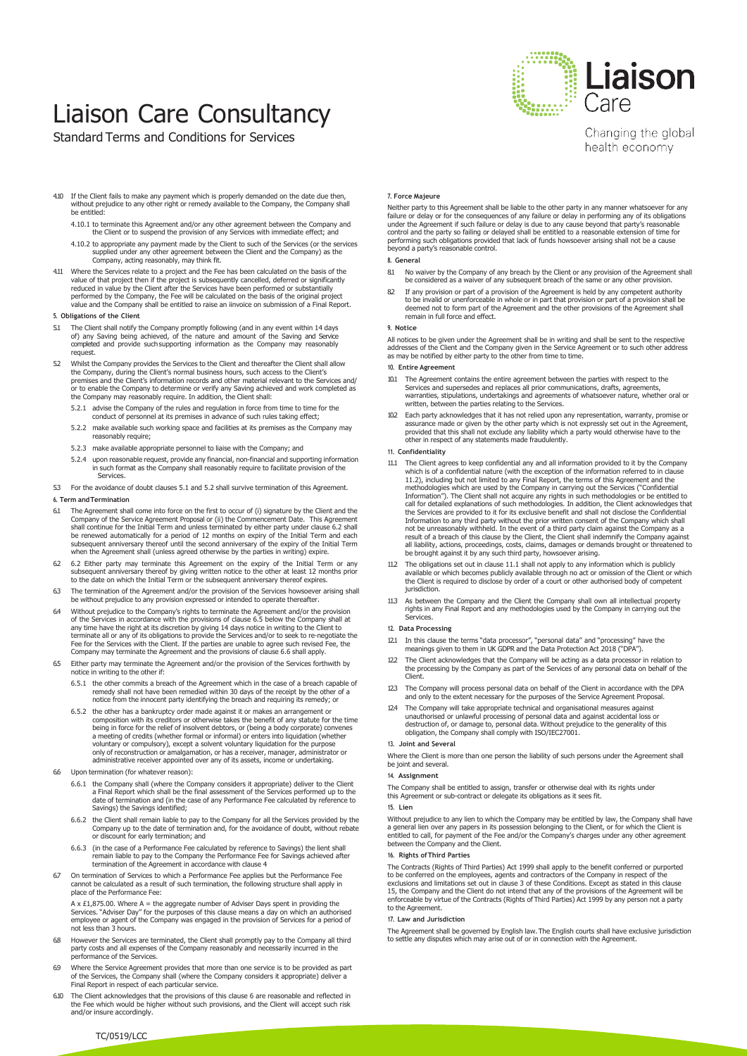# Liaison Care Consultancy

Standard Terms and Conditions for Services

Changing the global health economy

4.10 If the Client fails to make any payment which is properly demanded on the date due then, without prejudice to any other right or remedy available to the Company, the Company shall be entitled:

4.10.1 to terminate this Agreement and/or any other agreement between the Company and the Client or to suspend the provision of any Services with immediate effect; and

4.10.2 to appropriate any payment made by the Client to such of the Services (or the services supplied under any other agreement between the Client and the Company) as the Company, acting reasonably, may think fit.

4.11 Where the Services relate to a project and the Fee has been calculated on the basis of the value of that project then if the project is subsequently cancelled, deferred or significantly reduced in value by the Client after the Services have been performed or substantially performed by the Company, the Fee will be calculated on the basis of the original project value and the Company shall be entitled to raise an iinvoice on submission of a Final Report.

### 5. Obligations of the Client

5.1 The Client shall notify the Company promptly following (and in any event within 14 days of) any Saving being achieved, of the nature and amount of the Saving and Service completed and provide suchsupporting information as the Company may reasonably request.

5.2 Whilst the Company provides the Services to the Client and thereafter the Client shall allow the Company, during the Client's normal business hours, such access to the Client's premises and the Client's information records and other material relevant to the Services and/ or to enable the Company to determine or verify any Saving achieved and work completed as the Company may reasonably require. In addition, the Client shall:

5.2.1 advise the Company of the rules and regulation in force from time to time for the conduct of personnel at its premises in advance of such rules taking effect;

5.2.2 make available such working space and facilities at its premises as the Company may reasonably require;

5.2.3 make available appropriate personnel to liaise with the Company; and

5.2.4 upon reasonable request, provide any financial, non-financial and supporting information in such format as the Company shall reasonably require to facilitate provision of the Services.

5.3 For the avoidance of doubt clauses 5.1 and 5.2 shall survive termination of this Agreement.

### 6. Term and Termination

6.1 The Agreement shall come into force on the first to occur of (i) signature by the Client and the Company of the Service Agreement Proposal or (ii) the Commencement Date. This Agreement shall continue for the Initial Term and unless terminated by either party under clause 6.2 shall be renewed automatically for a period of 12 months on expiry of the Initial Term and each subsequent anniversary thereof until the second anniversary of the expiry of the Initial Term when the Agreement shall (unless agreed otherwise by the parties in writing) expire.

6.2 6.2 Either party may terminate this Agreement on the expiry of the Initial Term or any subsequent anniversary thereof by giving written notice to the other at least 12 months prior to the date on which the Initial Term or the subsequent anniversary thereof expires.

6.3 The termination of the Agreement and/or the provision of the Services howsoever arising shall be without prejudice to any provision expressed or intended to operate thereafter.

6.4 Without prejudice to the Company's rights to terminate the Agreement and/or the provision of the Services in accordance with the provisions of clause 6.5 below the Company shall at any time have the right at its discretion by giving 14 days notice in writing to the Client to terminate all or any of its obligations to provide the Services and/or to seek to re-negotiate the Fee for the Services with the Client. If the parties are unable to agree such revised Fee, the Company may terminate the Agreement and the provisions of clause 6.6 shall apply.

6.5 Either party may terminate the Agreement and/or the provision of the Services forthwith by notice in writing to the other if:

6.5.1 the other commits a breach of the Agreement which in the case of a breach capable of remedy shall not have been remedied within 30 days of the receipt by the other of a notice from the innocent party identifying the breach and requiring its remedy; or

6.5.2 the other has a bankruptcy order made against it or makes an arrangement or composition with its creditors or otherwise takes the benefit of any statute for the time being in force for the relief of insolvent debtors, or (being a body corporate) convenes a meeting of credits (whether formal or informal) or enters into liquidation (whether voluntary or compulsory), except a solvent voluntary liquidation for the purpose only of reconstruction or amalgamation, or has a receiver, manager, administrator or administrative receiver appointed over any of its assets, income or undertaking.

6.6 Upon termination (for whatever reason):

6.6.1 the Company shall (where the Company considers it appropriate) deliver to the Client a Final Report which shall be the final assessment of the Services performed up to the date of termination and (in the case of any Performance Fee calculated by reference to Savings) the Savings identified;

6.6.2 the Client shall remain liable to pay to the Company for all the Services provided by the Company up to the date of termination and, for the avoidance of doubt, without rebate or discount for early termination; and

6.6.3 (in the case of a Performance Fee calculated by reference to Savings) the lient shall remain liable to pay to the Company the Performance Fee for Savings achieved after termination of the Agreement in accordance with clause 4

6.7 On termination of Services to which a Performance Fee applies but the Performance Fee cannot be calculated as a result of such termination, the following structure shall apply in place of the Performance Fee:

A x £1,875.00. Where A = the aggregate number of Adviser Days spent in providing the Services. "Adviser Day" for the purposes of this clause means a day on which an authorised employee or agent of the Company was engaged in the provision of Services for a period of not less than 3 hours.

6.8 However the Services are terminated, the Client shall promptly pay to the Company all third party costs and all expenses of the Company reasonably and necessarily incurred in the performance of the Services.

6.9 Where the Service Agreement provides that more than one service is to be provided as part of the Services, the Company shall (where the Company considers it appropriate) deliver a Final Report in respect of each particular service.

6.10 The Client acknowledges that the provisions of this clause 6 are reasonable and reflected in the Fee which would be higher without such provisions, and the Client will accept such risk and/or insure accordingly.

### 7. Force Majeure

Neither party to this Agreement shall be liable to the other party in any manner whatsoever for any failure or delay or for the consequences of any failure or delay in performing any of its obligations under the Agreement if such failure or delay is due to any cause beyond that party's reasonable control and the party so failing or delayed shall be entitled to a reasonable extension of time for performing such obligations provided that lack of funds howsoever arising shall not be a cause beyond a party's reasonable control.

### 8. General

8.1 No waiver by the Company of any breach by the Client or any provision of the Agreement shall be considered as a waiver of any subsequent breach of the same or any other provision.

8.2 If any provision or part of a provision of the Agreement is held by any competent authority to be invalid or unenforceable in whole or in part that provision or part of a provision shall be deemed not to form part of the Agreement and the other provisions of the Agreement shall remain in full force and effect.

### 9. Notice

All notices to be given under the Agreement shall be in writing and shall be sent to the respective addresses of the Client and the Company given in the Service Agreement or to such other address as may be notified by either party to the other from time to time.

### 10. Entire Agreement

10.1 The Agreement contains the entire agreement between the parties with respect to the Services and supersedes and replaces all prior communications, drafts, agreements, warranties, stipulations, undertakings and agreements of whatsoever nature, whether oral or written, between the parties relating to the Services.

10.2 Each party acknowledges that it has not relied upon any representation, warranty, promise or assurance made or given by the other party which is not expressly set out in the Agreement, provided that this shall not exclude any liability which a party would otherwise have to the other in respect of any statements made fraudulently.

### 11. Confidentiality

11.1 The Client agrees to keep confidential any and all information provided to it by the Company which is of a confidential nature (with the exception of the information referred to in clause 11.2), including but not limited to any Final Report, the terms of this Agreement and the methodologies which are used by the Company in carrying out the Services ("Confidential Information"). The Client shall not acquire any rights in such methodologies or be entitled to call for detailed explanations of such methodologies. In addition, the Client acknowledges that the Services are provided to it for its exclusive benefit and shall not disclose the Confidential Information to any third party without the prior written consent of the Company which shall not be unreasonably withheld. In the event of a third party claim against the Company as a result of a breach of this clause by the Client, the Client shall indemnify the Company against all liability, actions, proceedings, costs, claims, damages or demands brought or threatened to be brought against it by any such third party, howsoever arising.

11.2 The obligations set out in clause 11.1 shall not apply to any information which is publicly available or which becomes publicly available through no act or omission of the Client or which the Client is required to disclose by order of a court or other authorised body of competent jurisdiction.

11.3 As between the Company and the Client the Company shall own all intellectual property rights in any Final Report and any methodologies used by the Company in carrying out the Services.

### 12. Data Processing

12.1 In this clause the terms "data processor", "personal data" and "processing" have the meanings given to them in UK GDPR and the Data Protection Act 2018 ("DPA").

12.2 The Client acknowledges that the Company will be acting as a data processor in relation to the processing by the Company as part of the Services of any personal data on behalf of the Client.

12.3 The Company will process personal data on behalf of the Client in accordance with the DPA and only to the extent necessary for the purposes of the Service Agreement Proposal.

12.4 The Company will take appropriate technical and organisational measures against unauthorised or unlawful processing of personal data and against accidental loss or destruction of, or damage to, personal data. Without prejudice to the generality of this obligation, the Company shall comply with ISO/IEC27001.

### 13. Joint and Several

Where the Client is more than one person the liability of such persons under the Agreement shall be joint and several.

### 14. Assignment

The Company shall be entitled to assign, transfer or otherwise deal with its rights under this Agreement or sub-contract or delegate its obligations as it sees fit.

### 15. Lien

Without prejudice to any lien to which the Company may be entitled by law, the Company shall have a general lien over any papers in its possession belonging to the Client, or for which the Client is entitled to call, for payment of the Fee and/or the Company's charges under any other agreement between the Company and the Client.

### 16. Rights of Third Parties

The Contracts (Rights of Third Parties) Act 1999 shall apply to the benefit conferred or purported to be conferred on the employees, agents and contractors of the Company in respect of the exclusions and limitations set out in clause 3 of these Conditions. Except as stated in this clause 15, the Company and the Client do not intend that any of the provisions of the Agreement will be enforceable by virtue of the Contracts (Rights of Third Parties) Act 1999 by any person not a party to the Agreement.

### 17. Law and Jurisdiction

The Agreement shall be governed by English law. The English courts shall have exclusive jurisdiction to settle any disputes which may arise out of or in connection with the Agreement.

TC/0519/LCC